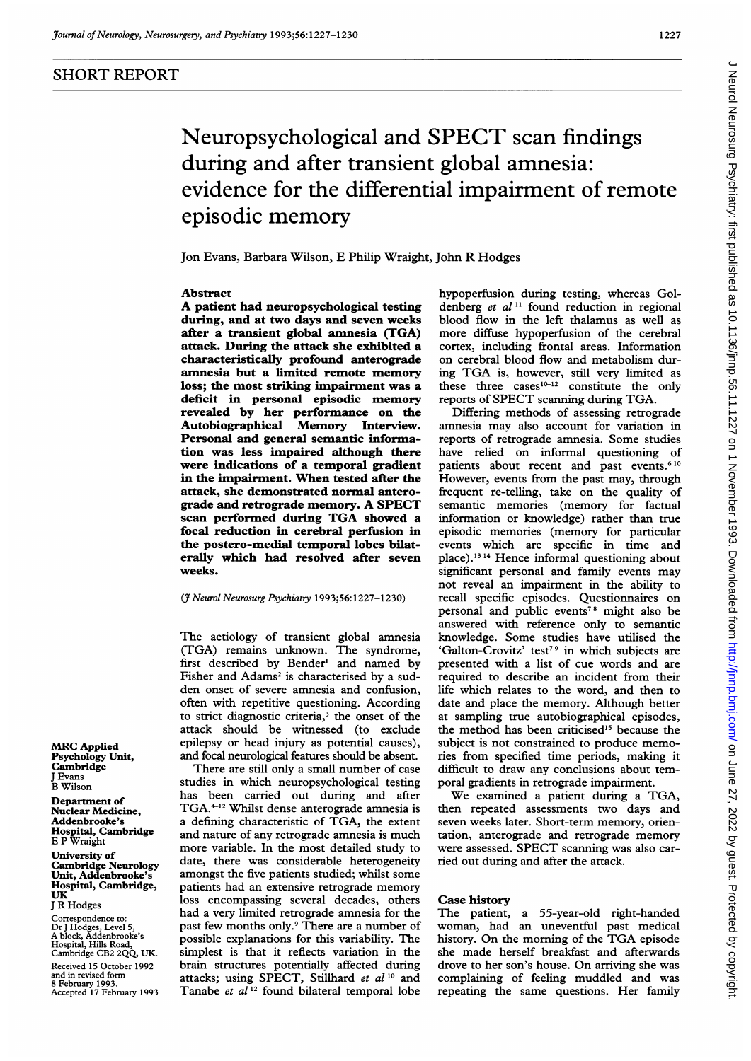SHORT REPORT

# Neuropsychological and SPECT scan findings during and after transient global amnesia: evidence for the differential impairment of remote episodic memory

Jon Evans, Barbara Wilson, E Philip Wraight, John R Hodges

## Abstract

**A patient had neuropsychological testing during, and at two days and seven weeks after a transient global amnesia (TGA) attack. During the attack she exhibited a characteristically profound anterograde amnesia but a limited remote memory loss; the most striking impairment was a deficit in personal episodic memory revealed by her performance on the Autobiographical Memory Interview. Personal and general semantic information was less impaired although there were indications of a temporal gradient in the impairment. When tested after the attack, she demonstrated normal anterograde and retrograde memory. A SPECT scan performed during TGA showed a focal reduction in cerebral perfusion in the postero-medial temporal lobes bilaterally which had resolved after seven weeks.**

(*J Neurol Neurosurg Psychiatry* 1993;**56**:1227–1230)

MRC Applied Psychology Unit, Cambridge
J Evans
B Wilson

Department of Nuclear Medicine, Addenbrooke's Hospital, Cambridge
E P Wraight

University of Cambridge Neurology Unit, Addenbrooke's Hospital, Cambridge, UK
J R Hodges

Correspondence to: Dr J Hodges, Level 5, A block, Addenbrooke's Hospital, Hills Road, Cambridge CB2 2QQ, UK.

Received 15 October 1992 and in revised form 8 February 1993. Accepted 17 February 1993

The aetiology of transient global amnesia (TGA) remains unknown. The syndrome, first described by Bender[1] and named by Fisher and Adams[2] is characterised by a sudden onset of severe amnesia and confusion, often with repetitive questioning. According to strict diagnostic criteria,[3] the onset of the attack should be witnessed (to exclude epilepsy or head injury as potential causes), and focal neurological features should be absent.

There are still only a small number of case studies in which neuropsychological testing has been carried out during and after TGA.[4-12] Whilst dense anterograde amnesia is a defining characteristic of TGA, the extent and nature of any retrograde amnesia is much more variable. In the most detailed study to date, there was considerable heterogeneity amongst the five patients studied; whilst some patients had an extensive retrograde memory loss encompassing several decades, others had a very limited retrograde amnesia for the past few months only.[9] There are a number of possible explanations for this variability. The simplest is that it reflects variation in the brain structures potentially affected during attacks; using SPECT, Stillhard *et al*[10] and Tanabe *et al*[12] found bilateral temporal lobe hypoperfusion during testing, whereas Goldenberg *et al*[11] found reduction in regional blood flow in the left thalamus as well as more diffuse hypoperfusion of the cerebral cortex, including frontal areas. Information on cerebral blood flow and metabolism during TGA is, however, still very limited as these three cases[10-12] constitute the only reports of SPECT scanning during TGA.

Differing methods of assessing retrograde amnesia may also account for variation in reports of retrograde amnesia. Some studies have relied on informal questioning of patients about recent and past events.[6,10] However, events from the past may, through frequent re-telling, take on the quality of semantic memories (memory for factual information or knowledge) rather than true episodic memories (memory for particular events which are specific in time and place).[13,14] Hence informal questioning about significant personal and family events may not reveal an impairment in the ability to recall specific episodes. Questionnaires on personal and public events[7,8] might also be answered with reference only to semantic knowledge. Some studies have utilised the 'Galton-Crovitz' test[7,9] in which subjects are presented with a list of cue words and are required to describe an incident from their life which relates to the word, and then to date and place the memory. Although better at sampling true autobiographical episodes, the method has been criticised[15] because the subject is not constrained to produce memories from specified time periods, making it difficult to draw any conclusions about temporal gradients in retrograde impairment.

We examined a patient during a TGA, then repeated assessments two days and seven weeks later. Short-term memory, orientation, anterograde and retrograde memory were assessed. SPECT scanning was also carried out during and after the attack.

## Case history

The patient, a 55-year-old right-handed woman, had an uneventful past medical history. On the morning of the TGA episode she made herself breakfast and afterwards drove to her son's house. On arriving she was complaining of feeling muddled and was repeating the same questions. Her family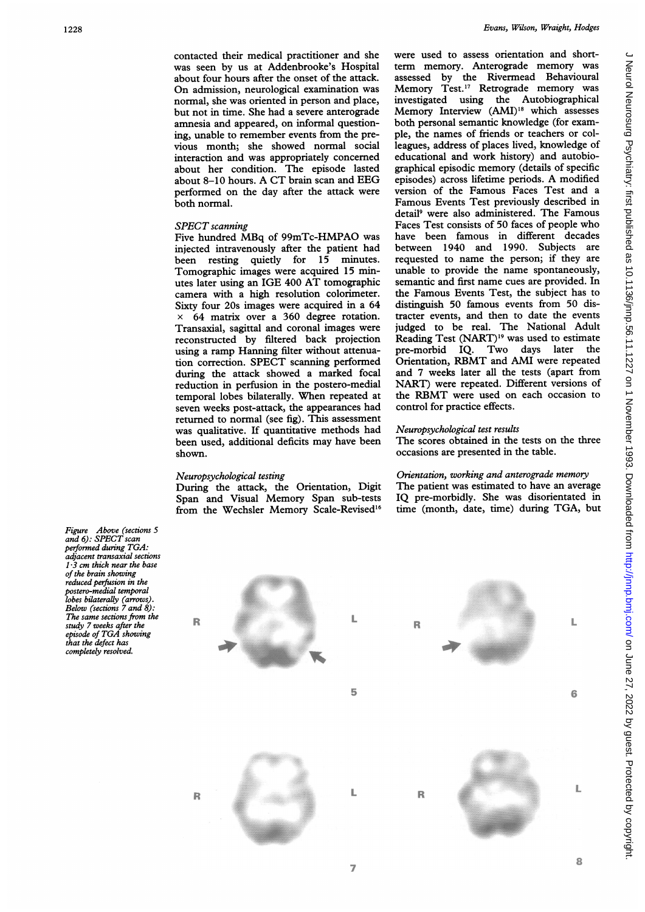contacted their medical practitioner and she was seen by us at Addenbrooke's Hospital about four hours after the onset of the attack. On admission, neurological examination was normal, she was oriented in person and place, but not in time. She had a severe anterograde amnesia and appeared, on informal questioning, unable to remember events from the previous month; she showed normal social interaction and was appropriately concerned about her condition. The episode lasted about 8–10 hours. A CT brain scan and EEG performed on the day after the attack were both normal.

*SPECT scanning*

Five hundred MBq of 99mTc-HMPAO was injected intravenously after the patient had been resting quietly for 15 minutes. Tomographic images were acquired 15 minutes later using an IGE 400 AT tomographic camera with a high resolution colorimeter. Sixty four 20s images were acquired in a 64 × 64 matrix over a 360 degree rotation. Transaxial, sagittal and coronal images were reconstructed by filtered back projection using a ramp Hanning filter without attenuation correction. SPECT scanning performed during the attack showed a marked focal reduction in perfusion in the postero-medial temporal lobes bilaterally. When repeated at seven weeks post-attack, the appearances had returned to normal (see fig). This assessment was qualitative. If quantitative methods had been used, additional deficits may have been shown.

*Neuropsychological testing*

During the attack, the Orientation, Digit Span and Visual Memory Span sub-tests from the Wechsler Memory Scale-Revised[16] were used to assess orientation and short-term memory. Anterograde memory was assessed by the Rivermead Behavioural Memory Test.[17] Retrograde memory was investigated using the Autobiographical Memory Interview (AMI)[18] which assesses both personal semantic knowledge (for example, the names of friends or teachers or colleagues, address of places lived, knowledge of educational and work history) and autobiographical episodic memory (details of specific episodes) across lifetime periods. A modified version of the Famous Faces Test and a Famous Events Test previously described in detail[9] were also administered. The Famous Faces Test consists of 50 faces of people who have been famous in different decades between 1940 and 1990. Subjects are requested to name the person; if they are unable to provide the name spontaneously, semantic and first name cues are provided. In the Famous Events Test, the subject has to distinguish 50 famous events from 50 distracter events, and then to date the events judged to be real. The National Adult Reading Test (NART)[19] was used to estimate pre-morbid IQ. Two days later the Orientation, RBMT and AMI were repeated and 7 weeks later all the tests (apart from NART) were repeated. Different versions of the RBMT were used on each occasion to control for practice effects.

*Neuropsychological test results*

The scores obtained in the tests on the three occasions are presented in the table.

*Orientation, working and anterograde memory*

The patient was estimated to have an average IQ pre-morbidly. She was disorientated in time (month, date, time) during TGA, but

*Figure Above (sections 5 and 6): SPECT scan performed during TGA: adjacent transaxial sections 1·3 cm thick near the base of the brain showing reduced perfusion in the postero-medial temporal lobes bilaterally (arrows). Below (sections 7 and 8): The same sections from the study 7 weeks after the episode of TGA showing that the defect has completely resolved.*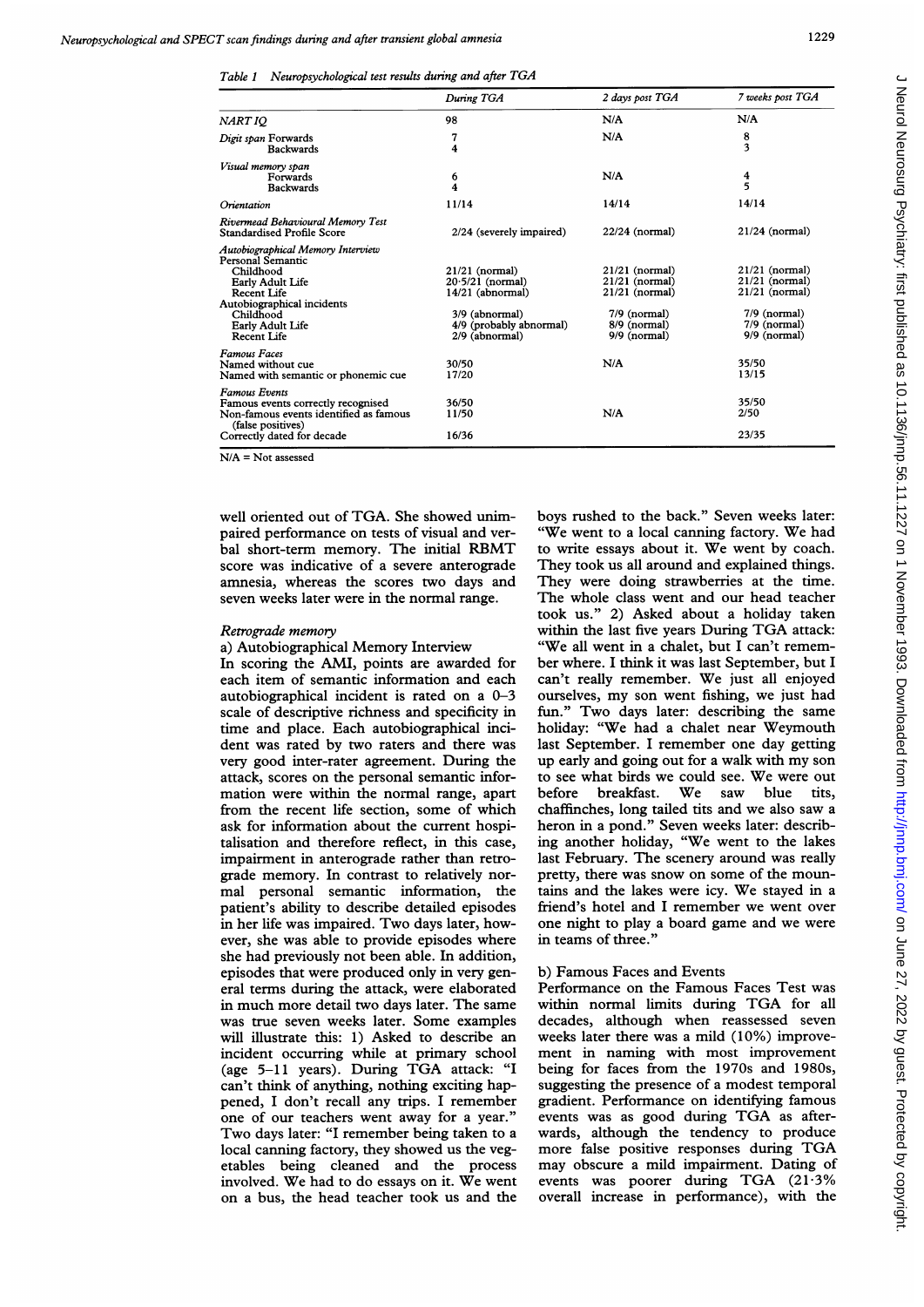Table 1 Neuropsychological test results during and after TGA

| | During TGA | 2 days post TGA | 7 weeks post TGA |
|---|---|---|---|
| *NART IQ* | 98 | N/A | N/A |
| *Digit span* Forwards | 7 | N/A | 8 |
| Backwards | 4 | | 3 |
| *Visual memory span* | | | |
| Forwards | 6 | N/A | 4 |
| Backwards | 4 | | 5 |
| *Orientation* | 11/14 | 14/14 | 14/14 |
| *Rivermead Behavioural Memory Test* Standardised Profile Score | 2/24 (severely impaired) | 22/24 (normal) | 21/24 (normal) |
| *Autobiographical Memory Interview* | | | |
| Personal Semantic | | | |
| Childhood | 21/21 (normal) | 21/21 (normal) | 21/21 (normal) |
| Early Adult Life | 20·5/21 (normal) | 21/21 (normal) | 21/21 (normal) |
| Recent Life | 14/21 (abnormal) | 21/21 (normal) | 21/21 (normal) |
| Autobiographical incidents | | | |
| Childhood | 3/9 (abnormal) | 7/9 (normal) | 7/9 (normal) |
| Early Adult Life | 4/9 (probably abnormal) | 8/9 (normal) | 7/9 (normal) |
| Recent Life | 2/9 (abnormal) | 9/9 (normal) | 9/9 (normal) |
| *Famous Faces* | | | |
| Named without cue | 30/50 | N/A | 35/50 |
| Named with semantic or phonemic cue | 17/20 | | 13/15 |
| *Famous Events* | | | |
| Famous events correctly recognised | 36/50 | | 35/50 |
| Non-famous events identified as famous (false positives) | 11/50 | N/A | 2/50 |
| Correctly dated for decade | 16/36 | | 23/35 |

N/A = Not assessed

well oriented out of TGA. She showed unimpaired performance on tests of visual and verbal short-term memory. The initial RBMT score was indicative of a severe anterograde amnesia, whereas the scores two days and seven weeks later were in the normal range.

### Retrograde memory

a) Autobiographical Memory Interview

In scoring the AMI, points are awarded for each item of semantic information and each autobiographical incident is rated on a 0–3 scale of descriptive richness and specificity in time and place. Each autobiographical incident was rated by two raters and there was very good inter-rater agreement. During the attack, scores on the personal semantic information were within the normal range, apart from the recent life section, some of which ask for information about the current hospitalisation and therefore reflect, in this case, impairment in anterograde rather than retrograde memory. In contrast to relatively normal personal semantic information, the patient's ability to describe detailed episodes in her life was impaired. Two days later, however, she was able to provide episodes where she had previously not been able. In addition, episodes that were produced only in very general terms during the attack, were elaborated in much more detail two days later. The same was true seven weeks later. Some examples will illustrate this: 1) Asked to describe an incident occurring while at primary school (age 5–11 years). During TGA attack: "I can't think of anything, nothing exciting happened, I don't recall any trips. I remember one of our teachers went away for a year." Two days later: "I remember being taken to a local canning factory, they showed us the vegetables being cleaned and the process involved. We had to do essays on it. We went on a bus, the head teacher took us and the boys rushed to the back." Seven weeks later: "We went to a local canning factory. We had to write essays about it. We went by coach. They took us all around and explained things. They were doing strawberries at the time. The whole class went and our head teacher took us." 2) Asked about a holiday taken within the last five years During TGA attack: "We all went in a chalet, but I can't remember where. I think it was last September, but I can't really remember. We just all enjoyed ourselves, my son went fishing, we just had fun." Two days later: describing the same holiday: "We had a chalet near Weymouth last September. I remember one day getting up early and going out for a walk with my son to see what birds we could see. We were out before breakfast. We saw blue tits, chaffinches, long tailed tits and we also saw a heron in a pond." Seven weeks later: describing another holiday, "We went to the lakes last February. The scenery around was really pretty, there was snow on some of the mountains and the lakes were icy. We stayed in a friend's hotel and I remember we went over one night to play a board game and we were in teams of three."

b) Famous Faces and Events

Performance on the Famous Faces Test was within normal limits during TGA for all decades, although when reassessed seven weeks later there was a mild (10%) improvement in naming with most improvement being for faces from the 1970s and 1980s, suggesting the presence of a modest temporal gradient. Performance on identifying famous events was as good during TGA as afterwards, although the tendency to produce more false positive responses during TGA may obscure a mild impairment. Dating of events was poorer during TGA (21·3% overall increase in performance), with the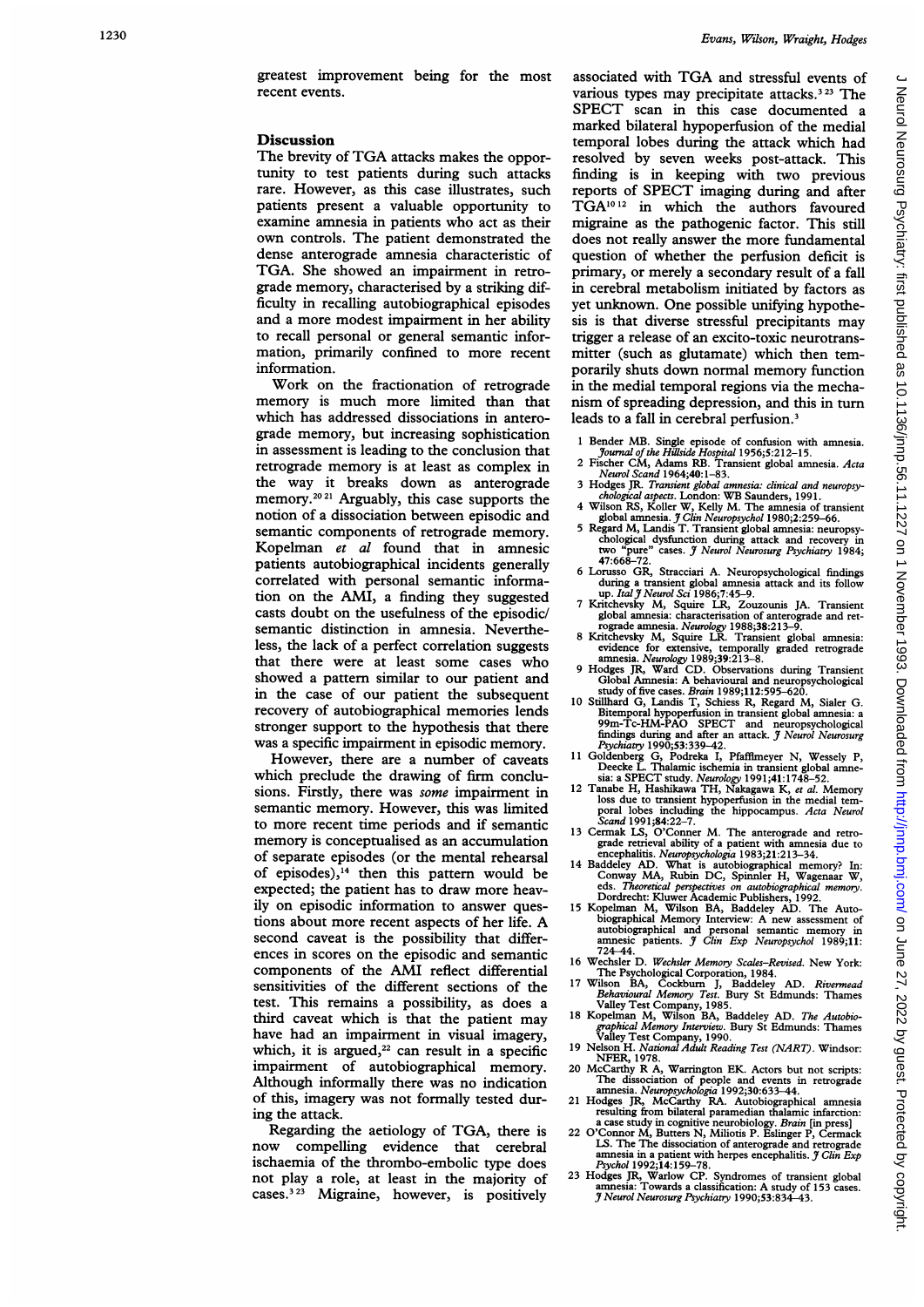greatest improvement being for the most recent events.

## Discussion

The brevity of TGA attacks makes the opportunity to test patients during such attacks rare. However, as this case illustrates, such patients present a valuable opportunity to examine amnesia in patients who act as their own controls. The patient demonstrated the dense anterograde amnesia characteristic of TGA. She showed an impairment in retrograde memory, characterised by a striking difficulty in recalling autobiographical episodes and a more modest impairment in her ability to recall personal or general semantic information, primarily confined to more recent information.

Work on the fractionation of retrograde memory is much more limited than that which has addressed dissociations in anterograde memory, but increasing sophistication in assessment is leading to the conclusion that retrograde memory is at least as complex in the way it breaks down as anterograde memory.[20 21] Arguably, this case supports the notion of a dissociation between episodic and semantic components of retrograde memory. Kopelman *et al* found that in amnesic patients autobiographical incidents generally correlated with personal semantic information on the AMI, a finding they suggested casts doubt on the usefulness of the episodic/semantic distinction in amnesia. Nevertheless, the lack of a perfect correlation suggests that there were at least some cases who showed a pattern similar to our patient and in the case of our patient the subsequent recovery of autobiographical memories lends stronger support to the hypothesis that there was a specific impairment in episodic memory.

However, there are a number of caveats which preclude the drawing of firm conclusions. Firstly, there was *some* impairment in semantic memory. However, this was limited to more recent time periods and if semantic memory is conceptualised as an accumulation of separate episodes (or the mental rehearsal of episodes),[14] then this pattern would be expected; the patient has to draw more heavily on episodic information to answer questions about more recent aspects of her life. A second caveat is the possibility that differences in scores on the episodic and semantic components of the AMI reflect differential sensitivities of the different sections of the test. This remains a possibility, as does a third caveat which is that the patient may have had an impairment in visual imagery, which, it is argued,[22] can result in a specific impairment of autobiographical memory. Although informally there was no indication of this, imagery was not formally tested during the attack.

Regarding the aetiology of TGA, there is now compelling evidence that cerebral ischaemia of the thrombo-embolic type does not play a role, at least in the majority of cases.[3 23] Migraine, however, is positively associated with TGA and stressful events of various types may precipitate attacks.[3 23] The SPECT scan in this case documented a marked bilateral hypoperfusion of the medial temporal lobes during the attack which had resolved by seven weeks post-attack. This finding is in keeping with two previous reports of SPECT imaging during and after TGA[10 12] in which the authors favoured migraine as the pathogenic factor. This still does not really answer the more fundamental question of whether the perfusion deficit is primary, or merely a secondary result of a fall in cerebral metabolism initiated by factors as yet unknown. One possible unifying hypothesis is that diverse stressful precipitants may trigger a release of an excito-toxic neurotransmitter (such as glutamate) which then temporarily shuts down normal memory function in the medial temporal regions via the mechanism of spreading depression, and this in turn leads to a fall in cerebral perfusion.[3]

1. Bender MB. Single episode of confusion with amnesia. *Journal of the Hillside Hospital* 1956;5:212–15.
2. Fischer CM, Adams RB. Transient global amnesia. *Acta Neurol Scand* 1964;40:1–83.
3. Hodges JR. *Transient global amnesia: clinical and neuropsychological aspects*. London: WB Saunders, 1991.
4. Wilson RS, Koller W, Kelly M. The amnesia of transient global amnesia. *J Clin Neuropsychol* 1980;2:259–66.
5. Regard M, Landis T. Transient global amnesia: neuropsychological dysfunction during attack and recovery in two "pure" cases. *J Neurol Neurosurg Psychiatry* 1984;47:668–72.
6. Lorusso GR, Stracciari A. Neuropsychological findings during a transient global amnesia attack and its follow up. *Ital J Neurol Sci* 1986;7:45–9.
7. Kritchevsky M, Squire LR, Zouzounis JA. Transient global amnesia: characterisation of anterograde and retrograde amnesia. *Neurology* 1988;38:213–9.
8. Kritchevsky M, Squire LR. Transient global amnesia: evidence for extensive, temporally graded retrograde amnesia. *Neurology* 1989;39:213–8.
9. Hodges JR, Ward CD. Observations during Transient Global Amnesia: A behavioural and neuropsychological study of five cases. *Brain* 1989;112:595–620.
10. Stillhard G, Landis T, Schiess R, Regard M, Sialer G. Bitemporal hypoperfusion in transient global amnesia: a 99m-Tc-HM-PAO SPECT and neuropsychological findings during and after an attack. *J Neurol Neurosurg Psychiatry* 1990;53:339–42.
11. Goldenberg G, Podreka I, Pfafflmeyer N, Wessely P, Deecke L. Thalamic ischemia in transient global amnesia: a SPECT study. *Neurology* 1991;41:1748–52.
12. Tanabe H, Hashikawa TH, Nakagawa K, *et al*. Memory loss due to transient hypoperfusion in the medial temporal lobes including the hippocampus. *Acta Neurol Scand* 1991;84:22–7.
13. Cermak LS, O'Conner M. The anterograde and retrograde retrieval ability of a patient with amnesia due to encephalitis. *Neuropsychologia* 1983;21:213–34.
14. Baddeley AD. What is autobiographical memory? In: Conway MA, Rubin DC, Spinnler H, Wagenaar W, eds. *Theoretical perspectives on autobiographical memory*. Dordrecht: Kluwer Academic Publishers, 1992.
15. Kopelman M, Wilson BA, Baddeley AD. The Autobiographical Memory Interview: A new assessment of autobiographical and personal semantic memory in amnesic patients. *J Clin Exp Neuropsychol* 1989;11:724–44.
16. Wechsler D. *Wechsler Memory Scales-Revised*. New York: The Psychological Corporation, 1984.
17. Wilson BA, Cockburn J, Baddeley AD. *Rivermead Behavioural Memory Test*. Bury St Edmunds: Thames Valley Test Company, 1985.
18. Kopelman M, Wilson BA, Baddeley AD. *The Autobiographical Memory Interview*. Bury St Edmunds: Thames Valley Test Company, 1990.
19. Nelson H. *National Adult Reading Test (NART)*. Windsor: NFER, 1978.
20. McCarthy R A, Warrington EK. Actors but not scripts: The dissociation of people and events in retrograde amnesia. *Neuropsychologia* 1992;30:633–44.
21. Hodges JR, McCarthy RA. Autobiographical amnesia resulting from bilateral paramedian thalamic infarction: a case study in cognitive neurobiology. *Brain* [in press]
22. O'Connor M, Butters N, Miliotis P, Eslinger P, Cermack LS. The The dissociation of anterograde and retrograde amnesia in a patient with herpes encephalitis. *J Clin Exp Psychol* 1992;14:159–78.
23. Hodges JR, Warlow CP. Syndromes of transient global amnesia: Towards a classification: A study of 153 cases. *J Neurol Neurosurg Psychiatry* 1990;53:834–43.